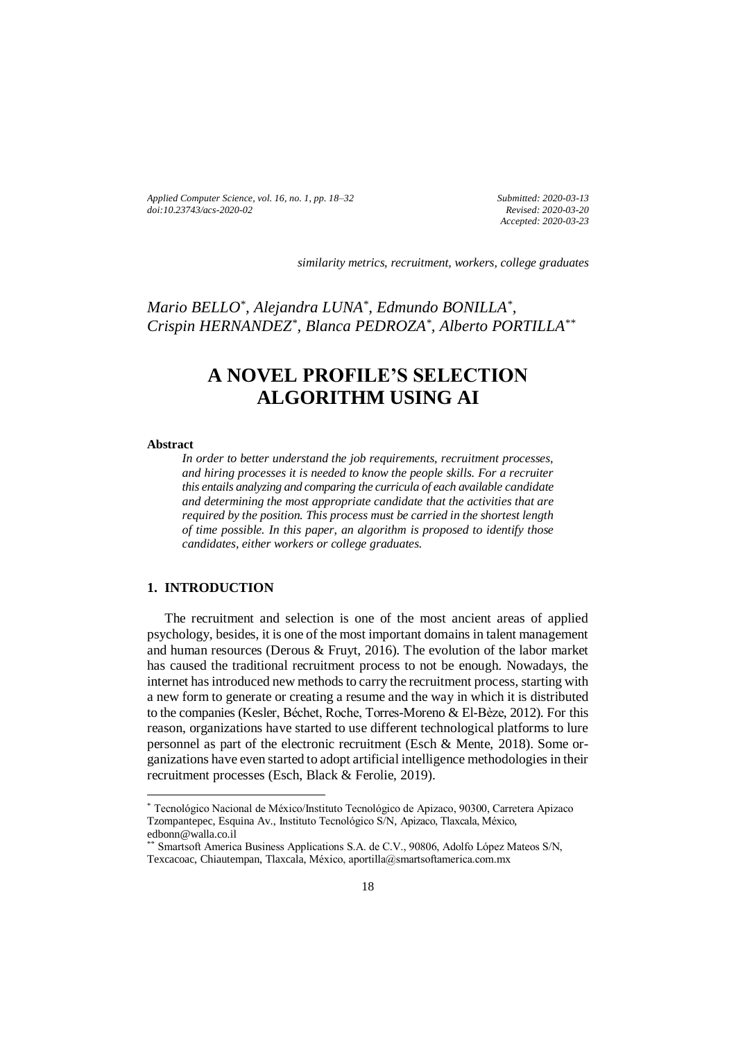*Applied Computer Science, vol. 16, no. 1, pp. 18–32*
*doi:10.23743/acs-2020-02*

*Submitted: 2020-03-13*
*Revised: 2020-03-20*
*Accepted: 2020-03-23*

*similarity metrics, recruitment, workers, college graduates*

*Mario BELLO[\*], Alejandra LUNA[\*], Edmundo BONILLA[\*], Crispin HERNANDEZ[\*], Blanca PEDROZA[\*], Alberto PORTILLA[\*\*]*

# A NOVEL PROFILE'S SELECTION ALGORITHM USING AI

**Abstract**

*In order to better understand the job requirements, recruitment processes, and hiring processes it is needed to know the people skills. For a recruiter this entails analyzing and comparing the curricula of each available candidate and determining the most appropriate candidate that the activities that are required by the position. This process must be carried in the shortest length of time possible. In this paper, an algorithm is proposed to identify those candidates, either workers or college graduates.*

## 1. INTRODUCTION

The recruitment and selection is one of the most ancient areas of applied psychology, besides, it is one of the most important domains in talent management and human resources (Derous & Fruyt, 2016). The evolution of the labor market has caused the traditional recruitment process to not be enough. Nowadays, the internet has introduced new methods to carry the recruitment process, starting with a new form to generate or creating a resume and the way in which it is distributed to the companies (Kesler, Béchet, Roche, Torres-Moreno & El-Bèze, 2012). For this reason, organizations have started to use different technological platforms to lure personnel as part of the electronic recruitment (Esch & Mente, 2018). Some organizations have even started to adopt artificial intelligence methodologies in their recruitment processes (Esch, Black & Ferolie, 2019).

---

[\*] Tecnológico Nacional de México/Instituto Tecnológico de Apizaco, 90300, Carretera Apizaco Tzompantepec, Esquina Av., Instituto Tecnológico S/N, Apizaco, Tlaxcala, México, edbonn@walla.co.il

[\*\*] Smartsoft America Business Applications S.A. de C.V., 90806, Adolfo López Mateos S/N, Texcacoac, Chiautempan, Tlaxcala, México, aportilla@smartsoftamerica.com.mx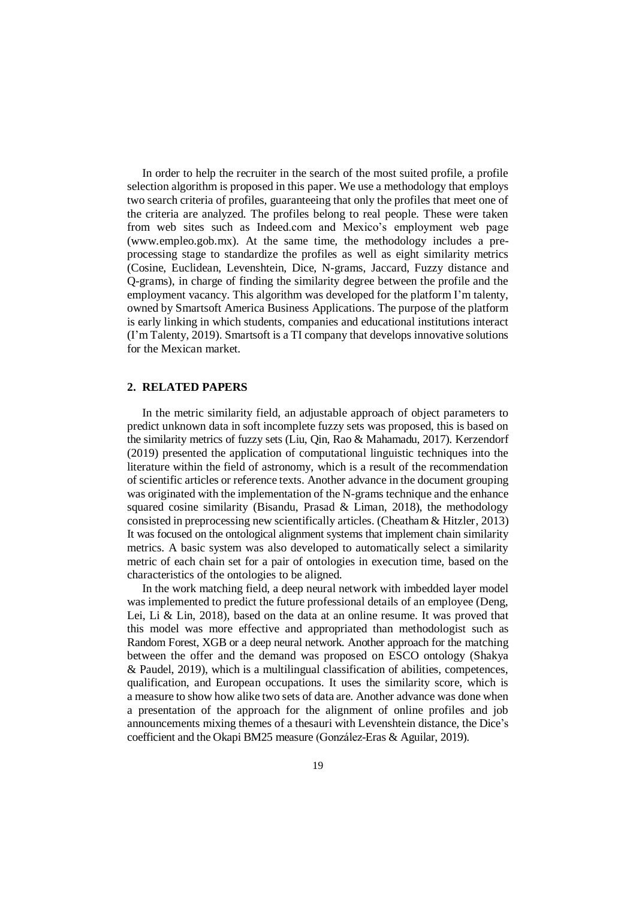In order to help the recruiter in the search of the most suited profile, a profile selection algorithm is proposed in this paper. We use a methodology that employs two search criteria of profiles, guaranteeing that only the profiles that meet one of the criteria are analyzed. The profiles belong to real people. These were taken from web sites such as Indeed.com and Mexico's employment web page (www.empleo.gob.mx). At the same time, the methodology includes a pre-processing stage to standardize the profiles as well as eight similarity metrics (Cosine, Euclidean, Levenshtein, Dice, N-grams, Jaccard, Fuzzy distance and Q-grams), in charge of finding the similarity degree between the profile and the employment vacancy. This algorithm was developed for the platform I'm talenty, owned by Smartsoft America Business Applications. The purpose of the platform is early linking in which students, companies and educational institutions interact (I'm Talenty, 2019). Smartsoft is a TI company that develops innovative solutions for the Mexican market.

## 2. RELATED PAPERS

In the metric similarity field, an adjustable approach of object parameters to predict unknown data in soft incomplete fuzzy sets was proposed, this is based on the similarity metrics of fuzzy sets (Liu, Qin, Rao & Mahamadu, 2017). Kerzendorf (2019) presented the application of computational linguistic techniques into the literature within the field of astronomy, which is a result of the recommendation of scientific articles or reference texts. Another advance in the document grouping was originated with the implementation of the N-grams technique and the enhance squared cosine similarity (Bisandu, Prasad & Liman, 2018), the methodology consisted in preprocessing new scientifically articles. (Cheatham & Hitzler, 2013) It was focused on the ontological alignment systems that implement chain similarity metrics. A basic system was also developed to automatically select a similarity metric of each chain set for a pair of ontologies in execution time, based on the characteristics of the ontologies to be aligned.

In the work matching field, a deep neural network with imbedded layer model was implemented to predict the future professional details of an employee (Deng, Lei, Li & Lin, 2018), based on the data at an online resume. It was proved that this model was more effective and appropriated than methodologist such as Random Forest, XGB or a deep neural network. Another approach for the matching between the offer and the demand was proposed on ESCO ontology (Shakya & Paudel, 2019), which is a multilingual classification of abilities, competences, qualification, and European occupations. It uses the similarity score, which is a measure to show how alike two sets of data are. Another advance was done when a presentation of the approach for the alignment of online profiles and job announcements mixing themes of a thesauri with Levenshtein distance, the Dice's coefficient and the Okapi BM25 measure (González-Eras & Aguilar, 2019).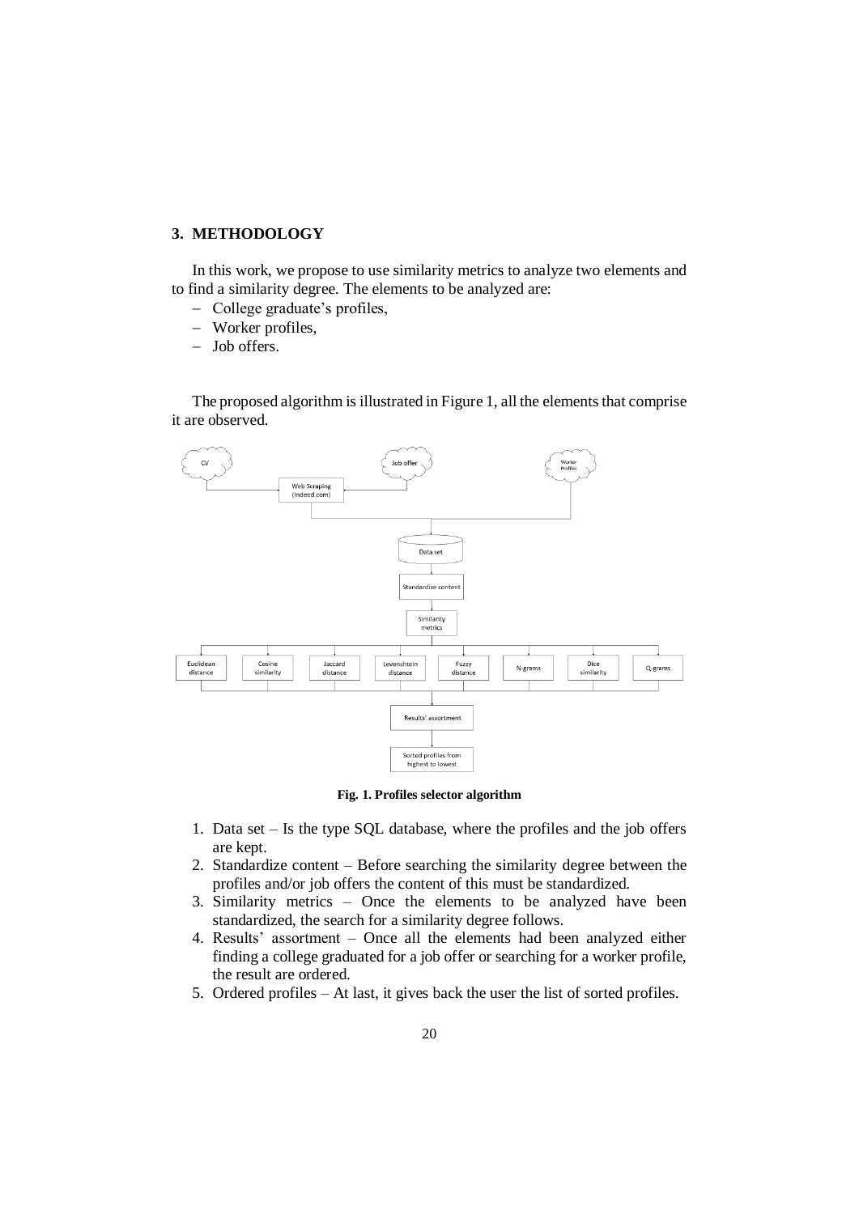## 3. METHODOLOGY

In this work, we propose to use similarity metrics to analyze two elements and to find a similarity degree. The elements to be analyzed are:

- College graduate's profiles,
- Worker profiles,
- Job offers.

The proposed algorithm is illustrated in Figure 1, all the elements that comprise it are observed.

**Fig. 1. Profiles selector algorithm**

1. Data set – Is the type SQL database, where the profiles and the job offers are kept.
2. Standardize content – Before searching the similarity degree between the profiles and/or job offers the content of this must be standardized.
3. Similarity metrics – Once the elements to be analyzed have been standardized, the search for a similarity degree follows.
4. Results' assortment – Once all the elements had been analyzed either finding a college graduated for a job offer or searching for a worker profile, the result are ordered.
5. Ordered profiles – At last, it gives back the user the list of sorted profiles.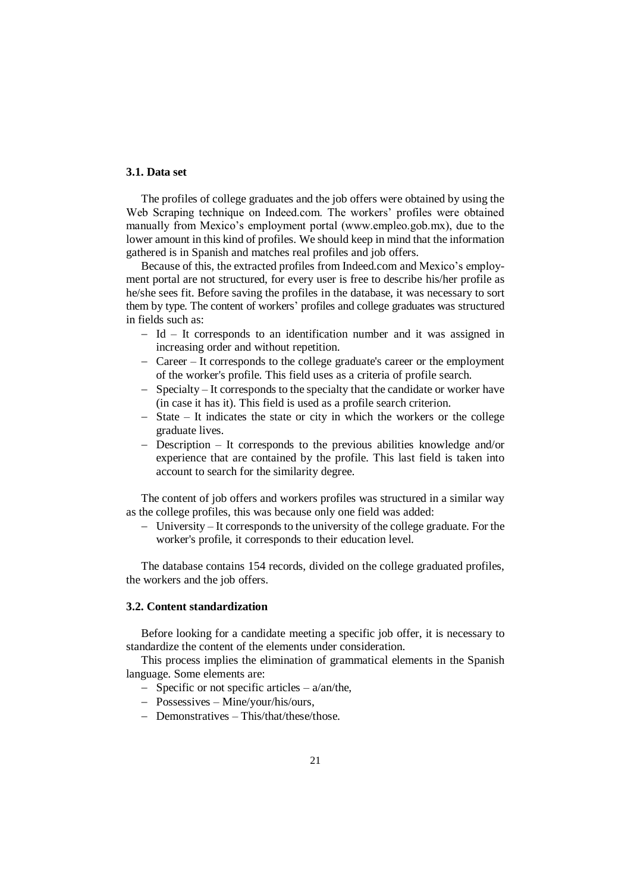### 3.1. Data set

The profiles of college graduates and the job offers were obtained by using the Web Scraping technique on Indeed.com. The workers' profiles were obtained manually from Mexico's employment portal (www.empleo.gob.mx), due to the lower amount in this kind of profiles. We should keep in mind that the information gathered is in Spanish and matches real profiles and job offers.

Because of this, the extracted profiles from Indeed.com and Mexico's employment portal are not structured, for every user is free to describe his/her profile as he/she sees fit. Before saving the profiles in the database, it was necessary to sort them by type. The content of workers' profiles and college graduates was structured in fields such as:

- Id – It corresponds to an identification number and it was assigned in increasing order and without repetition.
- Career – It corresponds to the college graduate's career or the employment of the worker's profile. This field uses as a criteria of profile search.
- Specialty – It corresponds to the specialty that the candidate or worker have (in case it has it). This field is used as a profile search criterion.
- State – It indicates the state or city in which the workers or the college graduate lives.
- Description – It corresponds to the previous abilities knowledge and/or experience that are contained by the profile. This last field is taken into account to search for the similarity degree.

The content of job offers and workers profiles was structured in a similar way as the college profiles, this was because only one field was added:

- University – It corresponds to the university of the college graduate. For the worker's profile, it corresponds to their education level.

The database contains 154 records, divided on the college graduated profiles, the workers and the job offers.

### 3.2. Content standardization

Before looking for a candidate meeting a specific job offer, it is necessary to standardize the content of the elements under consideration.

This process implies the elimination of grammatical elements in the Spanish language. Some elements are:

- Specific or not specific articles – a/an/the,
- Possessives – Mine/your/his/ours,
- Demonstratives – This/that/these/those.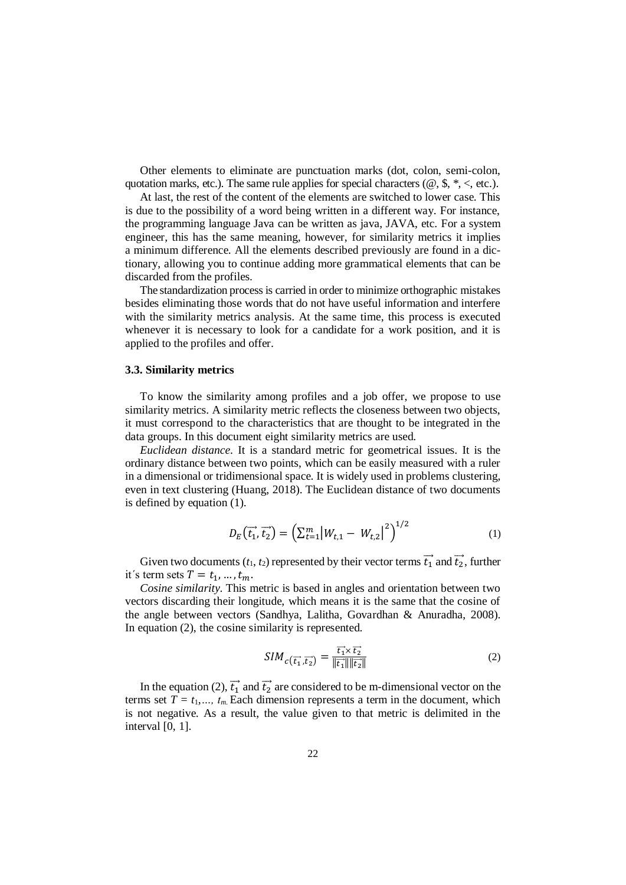Other elements to eliminate are punctuation marks (dot, colon, semi-colon, quotation marks, etc.). The same rule applies for special characters (@, $, *, <, etc.).

At last, the rest of the content of the elements are switched to lower case. This is due to the possibility of a word being written in a different way. For instance, the programming language Java can be written as java, JAVA, etc. For a system engineer, this has the same meaning, however, for similarity metrics it implies a minimum difference. All the elements described previously are found in a dictionary, allowing you to continue adding more grammatical elements that can be discarded from the profiles.

The standardization process is carried in order to minimize orthographic mistakes besides eliminating those words that do not have useful information and interfere with the similarity metrics analysis. At the same time, this process is executed whenever it is necessary to look for a candidate for a work position, and it is applied to the profiles and offer.

### 3.3. Similarity metrics

To know the similarity among profiles and a job offer, we propose to use similarity metrics. A similarity metric reflects the closeness between two objects, it must correspond to the characteristics that are thought to be integrated in the data groups. In this document eight similarity metrics are used.

*Euclidean distance*. It is a standard metric for geometrical issues. It is the ordinary distance between two points, which can be easily measured with a ruler in a dimensional or tridimensional space. It is widely used in problems clustering, even in text clustering (Huang, 2018). The Euclidean distance of two documents is defined by equation (1).

$$D_E(\vec{t_1}, \vec{t_2}) = \left(\sum_{t=1}^{m} \left|W_{t,1} - W_{t,2}\right|^2\right)^{1/2} \tag{1}$$

Given two documents ($t_1$, $t_2$) represented by their vector terms $\vec{t_1}$ and $\vec{t_2}$, further it´s term sets $T = t_1, \ldots, t_m$.

*Cosine similarity*. This metric is based in angles and orientation between two vectors discarding their longitude, which means it is the same that the cosine of the angle between vectors (Sandhya, Lalitha, Govardhan & Anuradha, 2008). In equation (2), the cosine similarity is represented.

$$SIM_{c(\vec{t_1}, \vec{t_2})} = \frac{\vec{t_1} \times \vec{t_2}}{\|\vec{t_1}\| \|\vec{t_2}\|} \tag{2}$$

In the equation (2), $\vec{t_1}$ and $\vec{t_2}$ are considered to be m-dimensional vector on the terms set $T = t_1, \ldots, t_m$. Each dimension represents a term in the document, which is not negative. As a result, the value given to that metric is delimited in the interval [0, 1].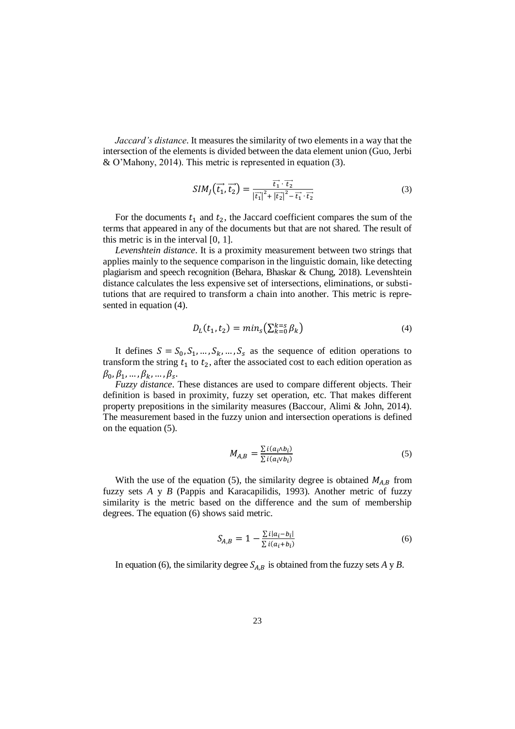*Jaccard's distance*. It measures the similarity of two elements in a way that the intersection of the elements is divided between the data element union (Guo, Jerbi & O'Mahony, 2014). This metric is represented in equation (3).

$$SIM_J(\vec{t_1}, \vec{t_2}) = \frac{\vec{t_1} \cdot \vec{t_2}}{|\vec{t_1}|^2 + |\vec{t_2}|^2 - \vec{t_1} \cdot \vec{t_2}} \tag{3}$$

For the documents $t_1$ and $t_2$, the Jaccard coefficient compares the sum of the terms that appeared in any of the documents but that are not shared. The result of this metric is in the interval [0, 1].

*Levenshtein distance*. It is a proximity measurement between two strings that applies mainly to the sequence comparison in the linguistic domain, like detecting plagiarism and speech recognition (Behara, Bhaskar & Chung, 2018). Levenshtein distance calculates the less expensive set of intersections, eliminations, or substitutions that are required to transform a chain into another. This metric is represented in equation (4).

$$D_L(t_1, t_2) = min_s\left(\sum_{k=0}^{k=s} \beta_k\right) \tag{4}$$

It defines $S = S_0, S_1, \dots, S_k, \dots, S_s$ as the sequence of edition operations to transform the string $t_1$ to $t_2$, after the associated cost to each edition operation as $\beta_0, \beta_1, \dots, \beta_k, \dots, \beta_s$.

*Fuzzy distance*. These distances are used to compare different objects. Their definition is based in proximity, fuzzy set operation, etc. That makes different property prepositions in the similarity measures (Baccour, Alimi & John, 2014). The measurement based in the fuzzy union and intersection operations is defined on the equation (5).

$$M_{A,B} = \frac{\sum i(a_i \wedge b_i)}{\sum i(a_i \vee b_i)} \tag{5}$$

With the use of the equation (5), the similarity degree is obtained $M_{A,B}$ from fuzzy sets *A* y *B* (Pappis and Karacapilidis, 1993). Another metric of fuzzy similarity is the metric based on the difference and the sum of membership degrees. The equation (6) shows said metric.

$$S_{A,B} = 1 - \frac{\sum i|a_i - b_i|}{\sum i(a_i + b_i)} \tag{6}$$

In equation (6), the similarity degree $S_{A,B}$ is obtained from the fuzzy sets *A* y *B*.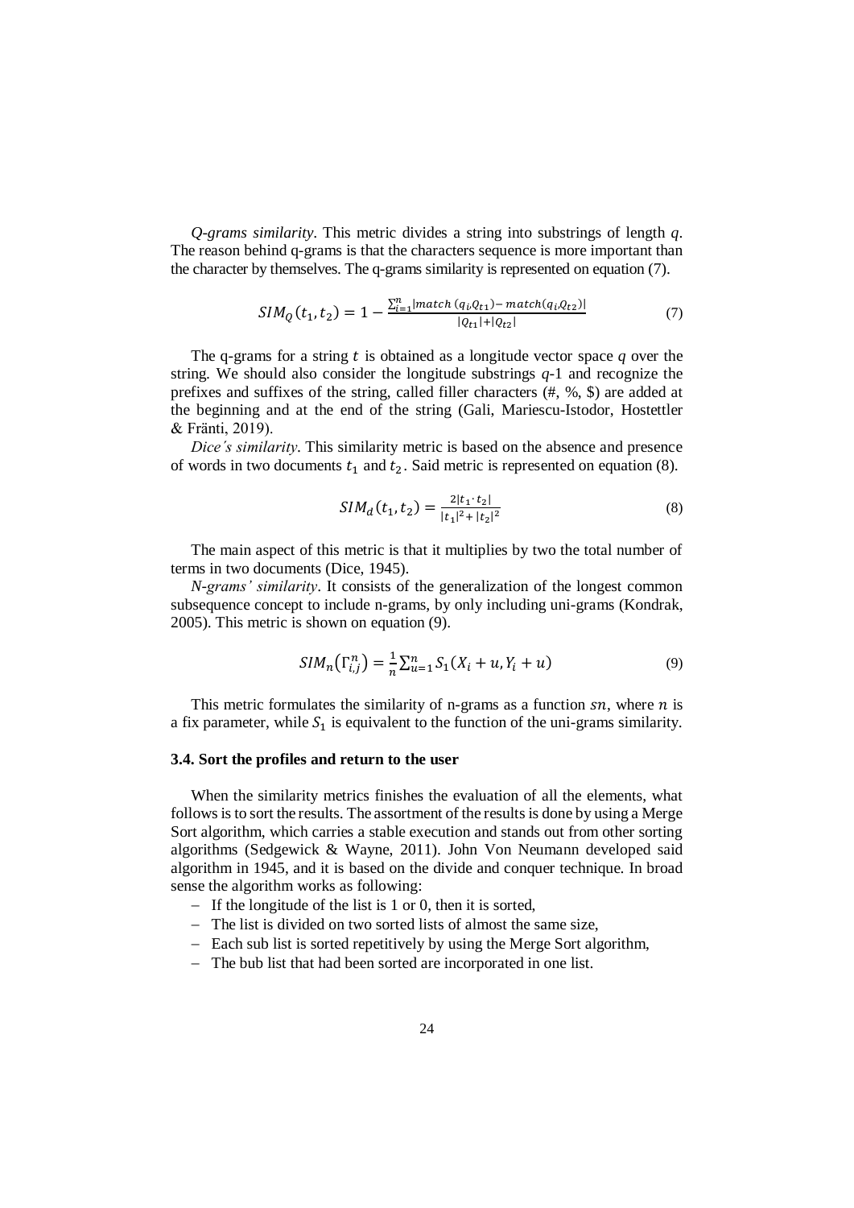*Q-grams similarity*. This metric divides a string into substrings of length $q$. The reason behind q-grams is that the characters sequence is more important than the character by themselves. The q-grams similarity is represented on equation (7).

$$SIM_Q(t_1, t_2) = 1 - \frac{\sum_{i=1}^{n} |match\ (q_i Q_{t1}) - match(q_i Q_{t2})|}{|Q_{t1}| + |Q_{t2}|} \tag{7}$$

The q-grams for a string $t$ is obtained as a longitude vector space $q$ over the string. We should also consider the longitude substrings $q$-1 and recognize the prefixes and suffixes of the string, called filler characters (#, %, $) are added at the beginning and at the end of the string (Gali, Mariescu-Istodor, Hostettler & Fränti, 2019).

*Dice's similarity*. This similarity metric is based on the absence and presence of words in two documents $t_1$ and $t_2$. Said metric is represented on equation (8).

$$SIM_d(t_1, t_2) = \frac{2|t_1 \cdot t_2|}{|t_1|^2 + |t_2|^2} \tag{8}$$

The main aspect of this metric is that it multiplies by two the total number of terms in two documents (Dice, 1945).

*N-grams' similarity*. It consists of the generalization of the longest common subsequence concept to include n-grams, by only including uni-grams (Kondrak, 2005). This metric is shown on equation (9).

$$SIM_n(\Gamma_{i,j}^n) = \frac{1}{n} \sum_{u=1}^{n} S_1(X_i + u, Y_i + u) \tag{9}$$

This metric formulates the similarity of n-grams as a function $sn$, where $n$ is a fix parameter, while $S_1$ is equivalent to the function of the uni-grams similarity.

### 3.4. Sort the profiles and return to the user

When the similarity metrics finishes the evaluation of all the elements, what follows is to sort the results. The assortment of the results is done by using a Merge Sort algorithm, which carries a stable execution and stands out from other sorting algorithms (Sedgewick & Wayne, 2011). John Von Neumann developed said algorithm in 1945, and it is based on the divide and conquer technique. In broad sense the algorithm works as following:

- If the longitude of the list is 1 or 0, then it is sorted,
- The list is divided on two sorted lists of almost the same size,
- Each sub list is sorted repetitively by using the Merge Sort algorithm,
- The bub list that had been sorted are incorporated in one list.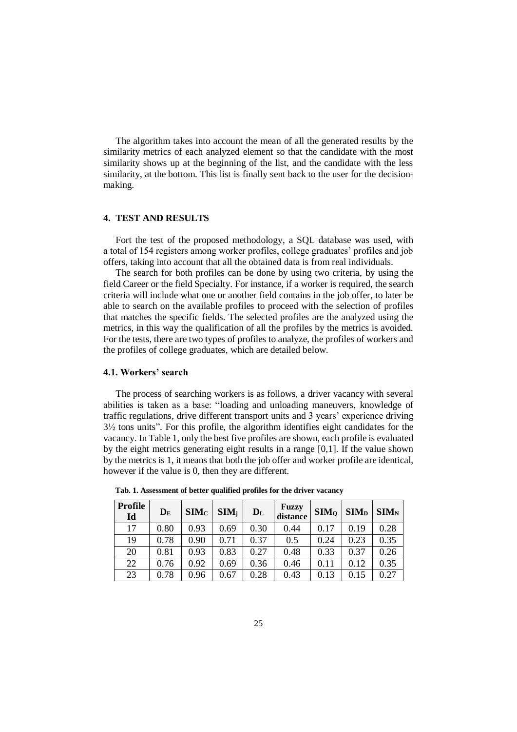The algorithm takes into account the mean of all the generated results by the similarity metrics of each analyzed element so that the candidate with the most similarity shows up at the beginning of the list, and the candidate with the less similarity, at the bottom. This list is finally sent back to the user for the decision-making.

## 4. TEST AND RESULTS

Fort the test of the proposed methodology, a SQL database was used, with a total of 154 registers among worker profiles, college graduates' profiles and job offers, taking into account that all the obtained data is from real individuals.

The search for both profiles can be done by using two criteria, by using the field Career or the field Specialty. For instance, if a worker is required, the search criteria will include what one or another field contains in the job offer, to later be able to search on the available profiles to proceed with the selection of profiles that matches the specific fields. The selected profiles are the analyzed using the metrics, in this way the qualification of all the profiles by the metrics is avoided. For the tests, there are two types of profiles to analyze, the profiles of workers and the profiles of college graduates, which are detailed below.

### 4.1. Workers' search

The process of searching workers is as follows, a driver vacancy with several abilities is taken as a base: "loading and unloading maneuvers, knowledge of traffic regulations, drive different transport units and 3 years' experience driving 3½ tons units". For this profile, the algorithm identifies eight candidates for the vacancy. In Table 1, only the best five profiles are shown, each profile is evaluated by the eight metrics generating eight results in a range [0,1]. If the value shown by the metrics is 1, it means that both the job offer and worker profile are identical, however if the value is 0, then they are different.

**Tab. 1. Assessment of better qualified profiles for the driver vacancy**

| Profile Id | $D_E$ | $SIM_C$ | $SIM_j$ | $D_L$ | Fuzzy distance | $SIM_Q$ | $SIM_D$ | $SIM_N$ |
|---|---|---|---|---|---|---|---|---|
| 17 | 0.80 | 0.93 | 0.69 | 0.30 | 0.44 | 0.17 | 0.19 | 0.28 |
| 19 | 0.78 | 0.90 | 0.71 | 0.37 | 0.5 | 0.24 | 0.23 | 0.35 |
| 20 | 0.81 | 0.93 | 0.83 | 0.27 | 0.48 | 0.33 | 0.37 | 0.26 |
| 22 | 0.76 | 0.92 | 0.69 | 0.36 | 0.46 | 0.11 | 0.12 | 0.35 |
| 23 | 0.78 | 0.96 | 0.67 | 0.28 | 0.43 | 0.13 | 0.15 | 0.27 |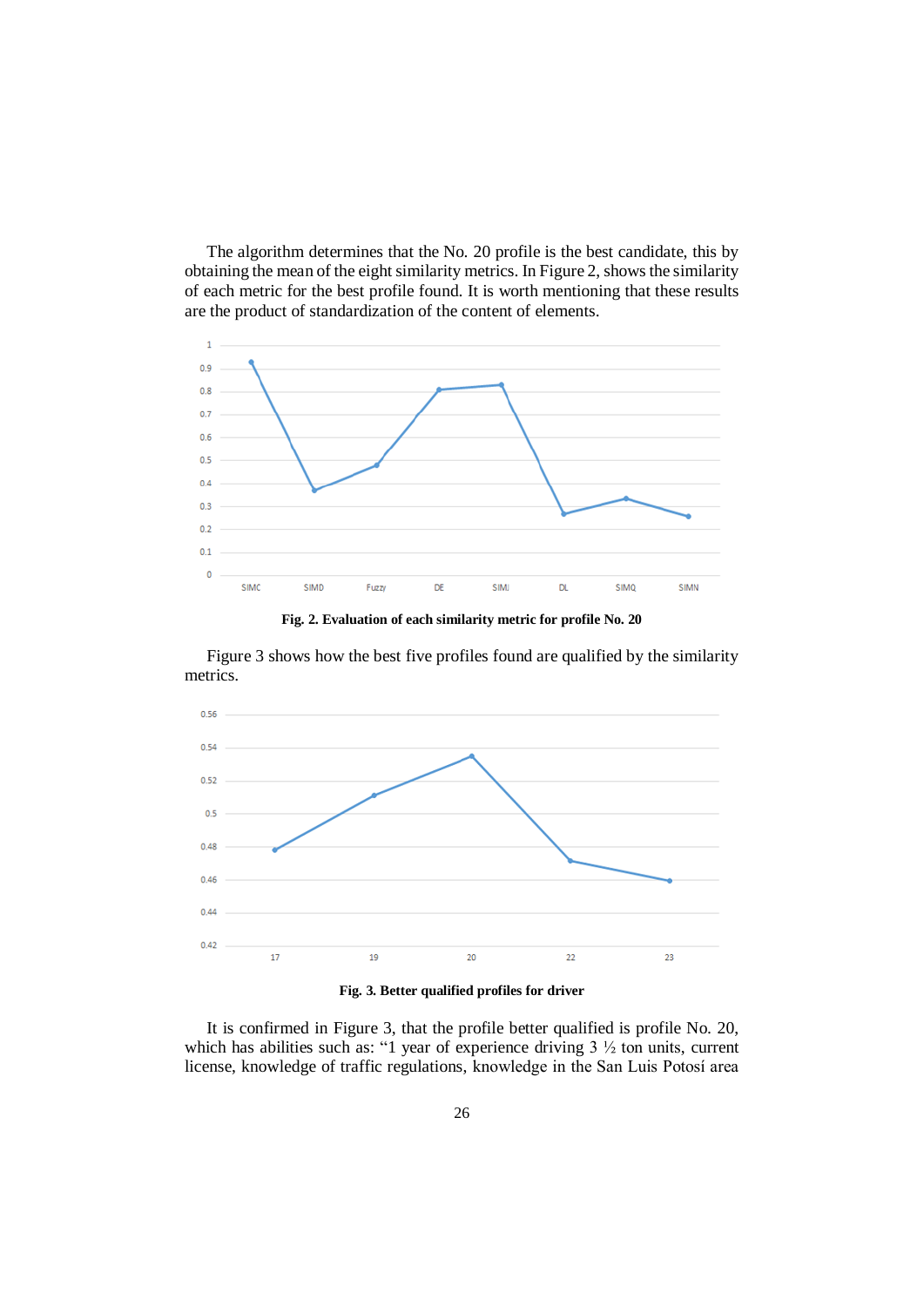The algorithm determines that the No. 20 profile is the best candidate, this by obtaining the mean of the eight similarity metrics. In Figure 2, shows the similarity of each metric for the best profile found. It is worth mentioning that these results are the product of standardization of the content of elements.

**Fig. 2. Evaluation of each similarity metric for profile No. 20**

Figure 3 shows how the best five profiles found are qualified by the similarity metrics.

**Fig. 3. Better qualified profiles for driver**

It is confirmed in Figure 3, that the profile better qualified is profile No. 20, which has abilities such as: "1 year of experience driving 3 ½ ton units, current license, knowledge of traffic regulations, knowledge in the San Luis Potosí area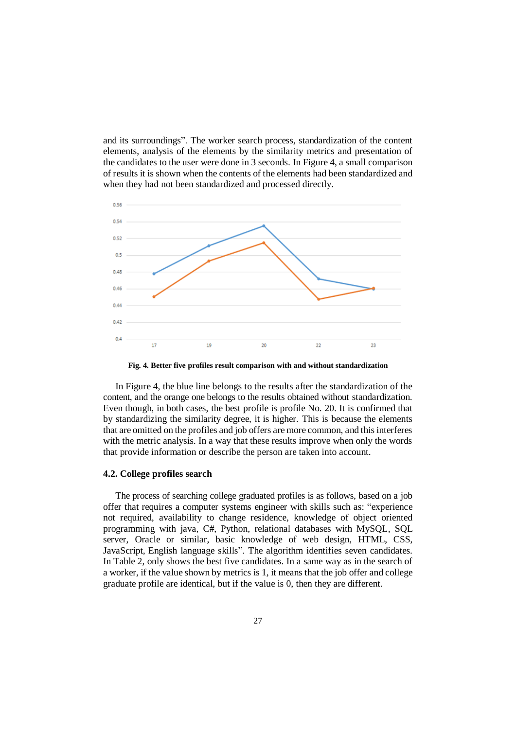and its surroundings”. The worker search process, standardization of the content elements, analysis of the elements by the similarity metrics and presentation of the candidates to the user were done in 3 seconds. In Figure 4, a small comparison of results it is shown when the contents of the elements had been standardized and when they had not been standardized and processed directly.

**Fig. 4. Better five profiles result comparison with and without standardization**

In Figure 4, the blue line belongs to the results after the standardization of the content, and the orange one belongs to the results obtained without standardization. Even though, in both cases, the best profile is profile No. 20. It is confirmed that by standardizing the similarity degree, it is higher. This is because the elements that are omitted on the profiles and job offers are more common, and this interferes with the metric analysis. In a way that these results improve when only the words that provide information or describe the person are taken into account.

### 4.2. College profiles search

The process of searching college graduated profiles is as follows, based on a job offer that requires a computer systems engineer with skills such as: “experience not required, availability to change residence, knowledge of object oriented programming with java, C#, Python, relational databases with MySQL, SQL server, Oracle or similar, basic knowledge of web design, HTML, CSS, JavaScript, English language skills”. The algorithm identifies seven candidates. In Table 2, only shows the best five candidates. In a same way as in the search of a worker, if the value shown by metrics is 1, it means that the job offer and college graduate profile are identical, but if the value is 0, then they are different.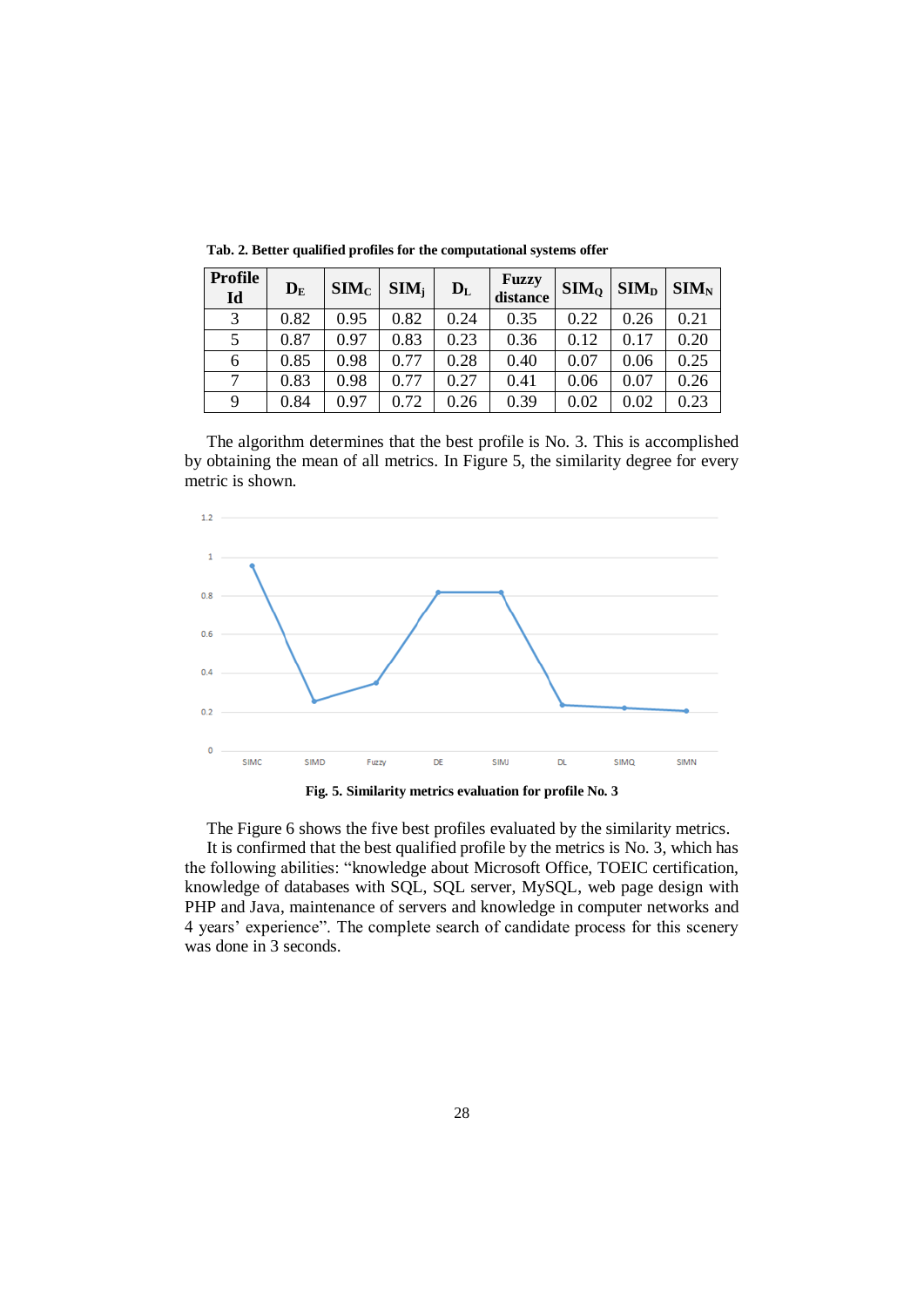**Tab. 2. Better qualified profiles for the computational systems offer**

| Profile Id | $D_E$ | $SIM_C$ | $SIM_j$ | $D_L$ | Fuzzy distance | $SIM_Q$ | $SIM_D$ | $SIM_N$ |
|---|---|---|---|---|---|---|---|---|
| 3 | 0.82 | 0.95 | 0.82 | 0.24 | 0.35 | 0.22 | 0.26 | 0.21 |
| 5 | 0.87 | 0.97 | 0.83 | 0.23 | 0.36 | 0.12 | 0.17 | 0.20 |
| 6 | 0.85 | 0.98 | 0.77 | 0.28 | 0.40 | 0.07 | 0.06 | 0.25 |
| 7 | 0.83 | 0.98 | 0.77 | 0.27 | 0.41 | 0.06 | 0.07 | 0.26 |
| 9 | 0.84 | 0.97 | 0.72 | 0.26 | 0.39 | 0.02 | 0.02 | 0.23 |

The algorithm determines that the best profile is No. 3. This is accomplished by obtaining the mean of all metrics. In Figure 5, the similarity degree for every metric is shown.

**Fig. 5. Similarity metrics evaluation for profile No. 3**

The Figure 6 shows the five best profiles evaluated by the similarity metrics.

It is confirmed that the best qualified profile by the metrics is No. 3, which has the following abilities: "knowledge about Microsoft Office, TOEIC certification, knowledge of databases with SQL, SQL server, MySQL, web page design with PHP and Java, maintenance of servers and knowledge in computer networks and 4 years' experience". The complete search of candidate process for this scenery was done in 3 seconds.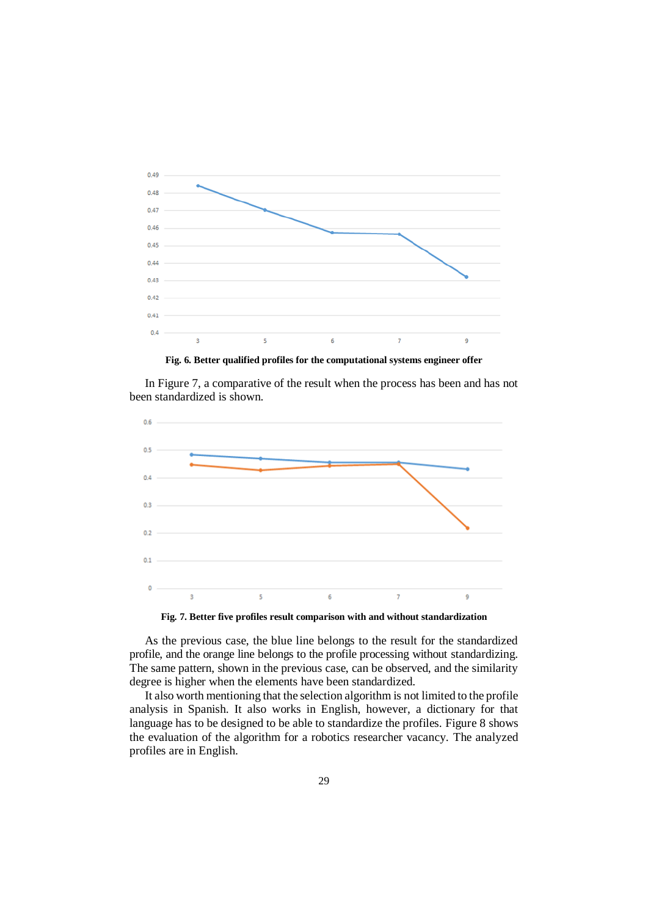**Fig. 6. Better qualified profiles for the computational systems engineer offer**

In Figure 7, a comparative of the result when the process has been and has not been standardized is shown.

**Fig. 7. Better five profiles result comparison with and without standardization**

As the previous case, the blue line belongs to the result for the standardized profile, and the orange line belongs to the profile processing without standardizing. The same pattern, shown in the previous case, can be observed, and the similarity degree is higher when the elements have been standardized.

It also worth mentioning that the selection algorithm is not limited to the profile analysis in Spanish. It also works in English, however, a dictionary for that language has to be designed to be able to standardize the profiles. Figure 8 shows the evaluation of the algorithm for a robotics researcher vacancy. The analyzed profiles are in English.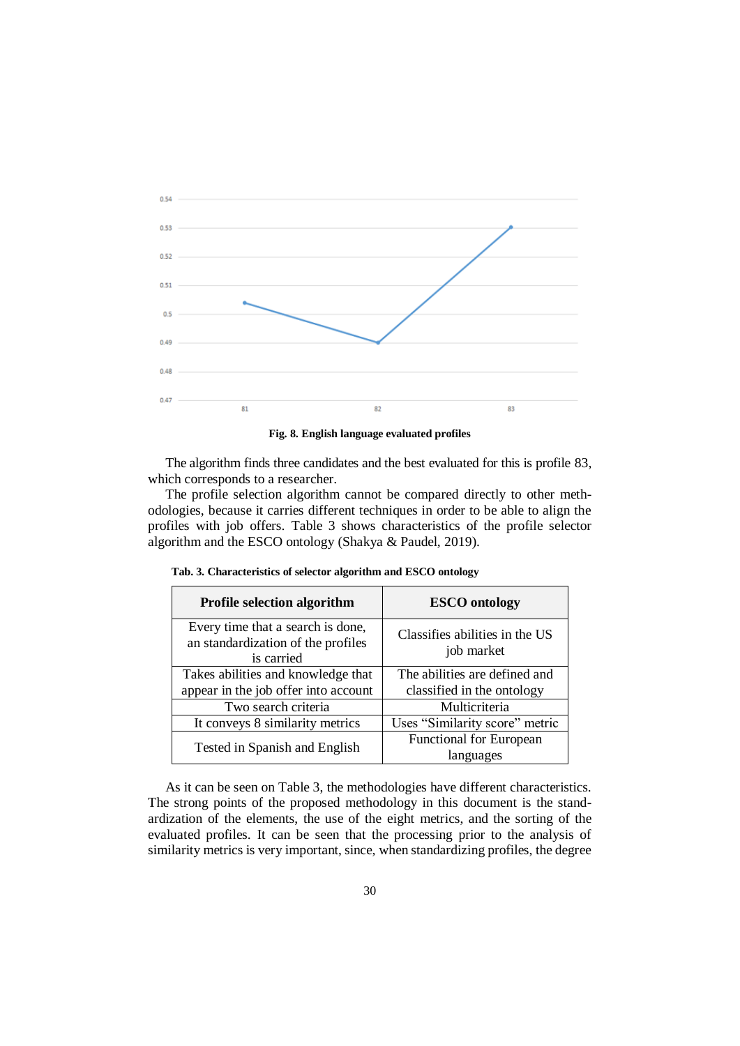Fig. 8. English language evaluated profiles

The algorithm finds three candidates and the best evaluated for this is profile 83, which corresponds to a researcher.

The profile selection algorithm cannot be compared directly to other methodologies, because it carries different techniques in order to be able to align the profiles with job offers. Table 3 shows characteristics of the profile selector algorithm and the ESCO ontology (Shakya & Paudel, 2019).

**Tab. 3. Characteristics of selector algorithm and ESCO ontology**

| Profile selection algorithm | ESCO ontology |
|---|---|
| Every time that a search is done, an standardization of the profiles is carried | Classifies abilities in the US job market |
| Takes abilities and knowledge that appear in the job offer into account | The abilities are defined and classified in the ontology |
| Two search criteria | Multicriteria |
| It conveys 8 similarity metrics | Uses "Similarity score" metric |
| Tested in Spanish and English | Functional for European languages |

As it can be seen on Table 3, the methodologies have different characteristics. The strong points of the proposed methodology in this document is the standardization of the elements, the use of the eight metrics, and the sorting of the evaluated profiles. It can be seen that the processing prior to the analysis of similarity metrics is very important, since, when standardizing profiles, the degree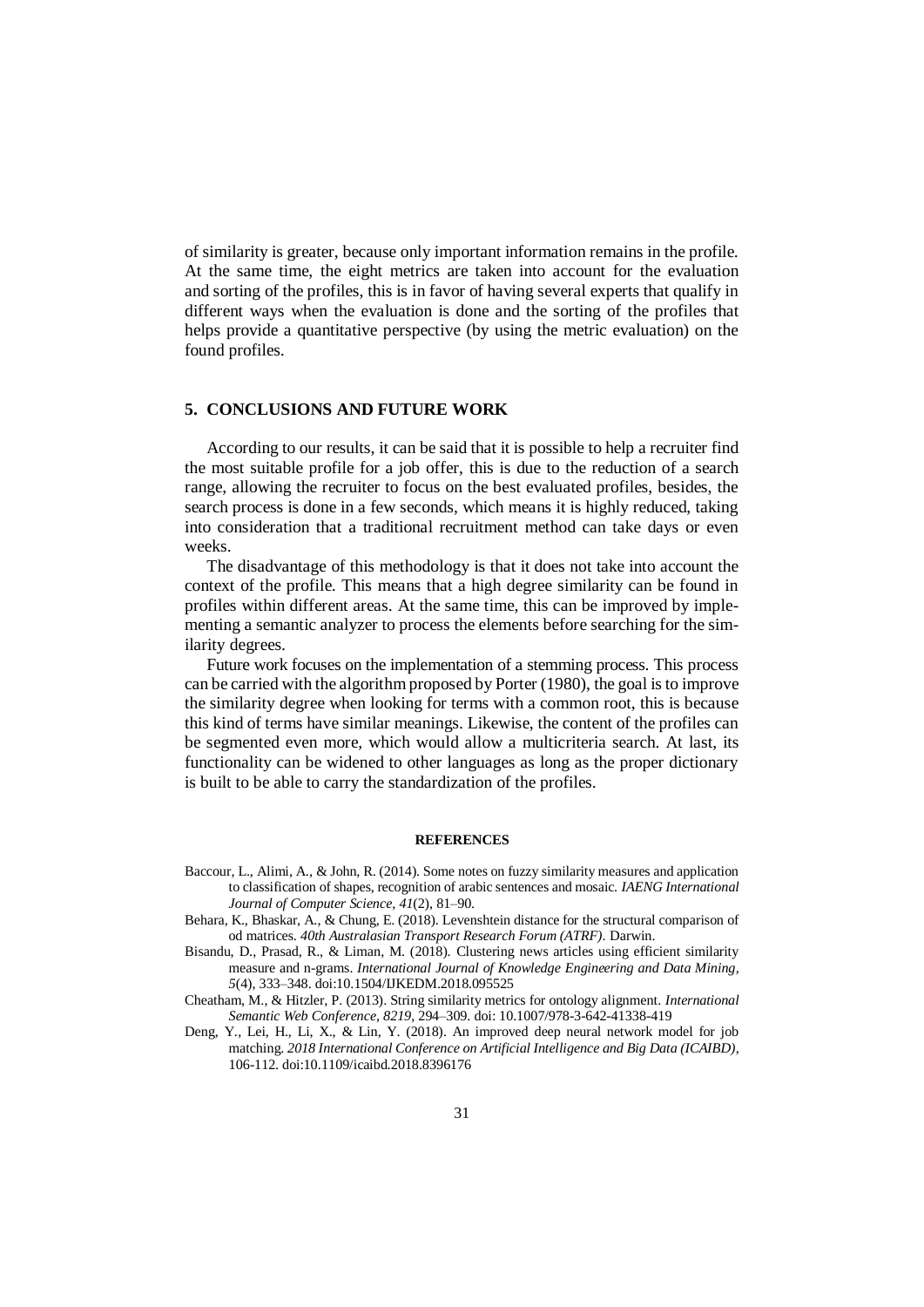of similarity is greater, because only important information remains in the profile. At the same time, the eight metrics are taken into account for the evaluation and sorting of the profiles, this is in favor of having several experts that qualify in different ways when the evaluation is done and the sorting of the profiles that helps provide a quantitative perspective (by using the metric evaluation) on the found profiles.

## 5. CONCLUSIONS AND FUTURE WORK

According to our results, it can be said that it is possible to help a recruiter find the most suitable profile for a job offer, this is due to the reduction of a search range, allowing the recruiter to focus on the best evaluated profiles, besides, the search process is done in a few seconds, which means it is highly reduced, taking into consideration that a traditional recruitment method can take days or even weeks.

The disadvantage of this methodology is that it does not take into account the context of the profile. This means that a high degree similarity can be found in profiles within different areas. At the same time, this can be improved by implementing a semantic analyzer to process the elements before searching for the similarity degrees.

Future work focuses on the implementation of a stemming process. This process can be carried with the algorithm proposed by Porter (1980), the goal is to improve the similarity degree when looking for terms with a common root, this is because this kind of terms have similar meanings. Likewise, the content of the profiles can be segmented even more, which would allow a multicriteria search. At last, its functionality can be widened to other languages as long as the proper dictionary is built to be able to carry the standardization of the profiles.

### REFERENCES

Baccour, L., Alimi, A., & John, R. (2014). Some notes on fuzzy similarity measures and application to classification of shapes, recognition of arabic sentences and mosaic. *IAENG International Journal of Computer Science*, *41*(2), 81–90.

Behara, K., Bhaskar, A., & Chung, E. (2018). Levenshtein distance for the structural comparison of od matrices. *40th Australasian Transport Research Forum (ATRF)*. Darwin.

Bisandu, D., Prasad, R., & Liman, M. (2018). Clustering news articles using efficient similarity measure and n-grams. *International Journal of Knowledge Engineering and Data Mining*, *5*(4), 333–348. doi:10.1504/IJKEDM.2018.095525

Cheatham, M., & Hitzler, P. (2013). String similarity metrics for ontology alignment. *International Semantic Web Conference*, *8219*, 294–309. doi: 10.1007/978-3-642-41338-419

Deng, Y., Lei, H., Li, X., & Lin, Y. (2018). An improved deep neural network model for job matching. *2018 International Conference on Artificial Intelligence and Big Data (ICAIBD)*, 106-112. doi:10.1109/icaibd.2018.8396176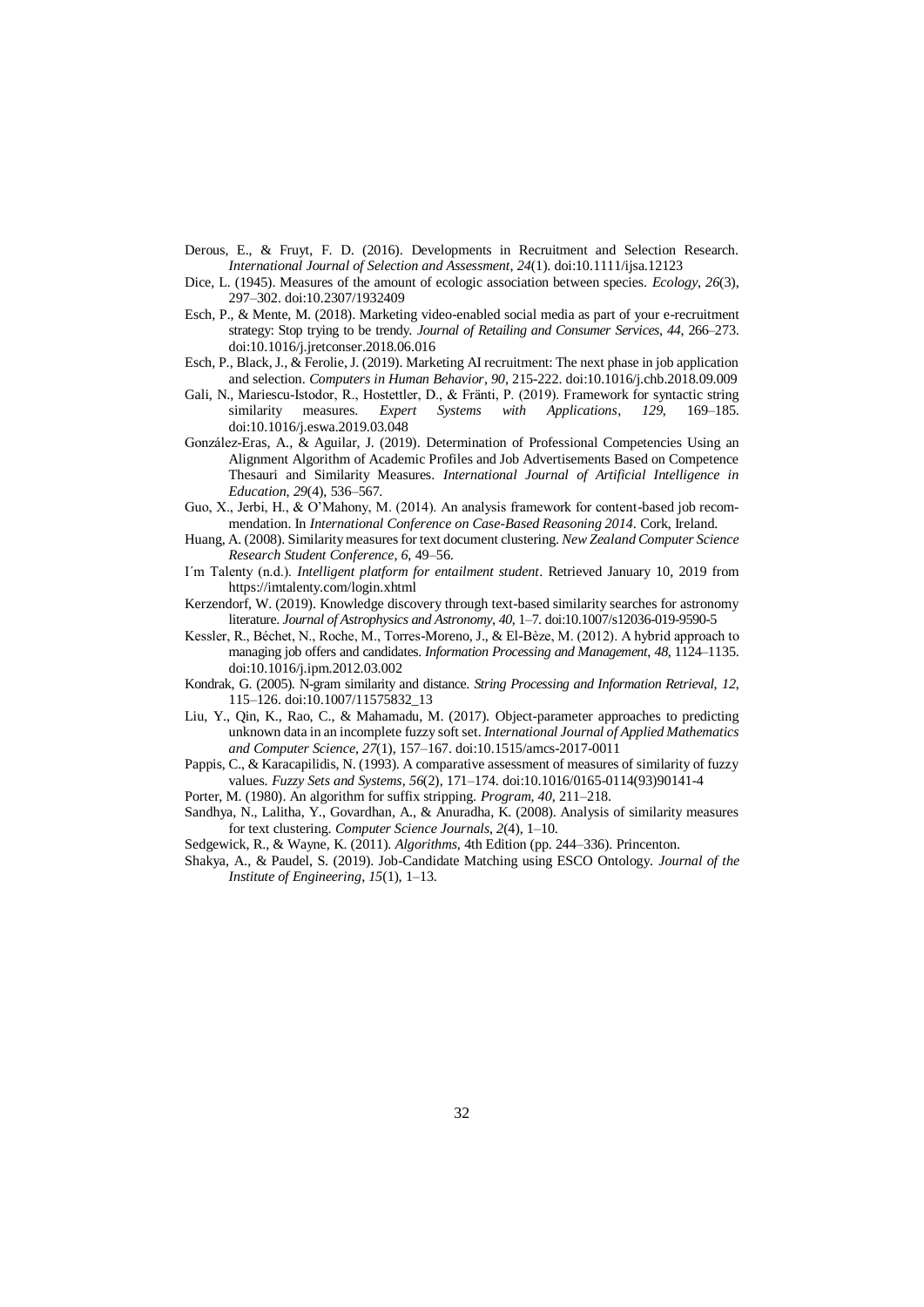Derous, E., & Fruyt, F. D. (2016). Developments in Recruitment and Selection Research. *International Journal of Selection and Assessment*, *24*(1). doi:10.1111/ijsa.12123

Dice, L. (1945). Measures of the amount of ecologic association between species. *Ecology*, *26*(3), 297–302. doi:10.2307/1932409

Esch, P., & Mente, M. (2018). Marketing video-enabled social media as part of your e-recruitment strategy: Stop trying to be trendy. *Journal of Retailing and Consumer Services*, *44*, 266–273. doi:10.1016/j.jretconser.2018.06.016

Esch, P., Black, J., & Ferolie, J. (2019). Marketing AI recruitment: The next phase in job application and selection. *Computers in Human Behavior*, *90*, 215-222. doi:10.1016/j.chb.2018.09.009

Gali, N., Mariescu-Istodor, R., Hostettler, D., & Fränti, P. (2019). Framework for syntactic string similarity measures. *Expert Systems with Applications*, *129*, 169–185. doi:10.1016/j.eswa.2019.03.048

González-Eras, A., & Aguilar, J. (2019). Determination of Professional Competencies Using an Alignment Algorithm of Academic Profiles and Job Advertisements Based on Competence Thesauri and Similarity Measures. *International Journal of Artificial Intelligence in Education*, *29*(4), 536–567.

Guo, X., Jerbi, H., & O'Mahony, M. (2014). An analysis framework for content-based job recommendation. In *International Conference on Case-Based Reasoning 2014*. Cork, Ireland.

Huang, A. (2008). Similarity measures for text document clustering. *New Zealand Computer Science Research Student Conference*, *6*, 49–56.

I´m Talenty (n.d.). *Intelligent platform for entailment student*. Retrieved January 10, 2019 from https://imtalenty.com/login.xhtml

Kerzendorf, W. (2019). Knowledge discovery through text-based similarity searches for astronomy literature. *Journal of Astrophysics and Astronomy*, *40*, 1–7. doi:10.1007/s12036-019-9590-5

Kessler, R., Béchet, N., Roche, M., Torres-Moreno, J., & El-Bèze, M. (2012). A hybrid approach to managing job offers and candidates. *Information Processing and Management*, *48*, 1124–1135. doi:10.1016/j.ipm.2012.03.002

Kondrak, G. (2005). N-gram similarity and distance. *String Processing and Information Retrieval*, *12*, 115–126. doi:10.1007/11575832_13

Liu, Y., Qin, K., Rao, C., & Mahamadu, M. (2017). Object-parameter approaches to predicting unknown data in an incomplete fuzzy soft set. *International Journal of Applied Mathematics and Computer Science*, *27*(1), 157–167. doi:10.1515/amcs-2017-0011

Pappis, C., & Karacapilidis, N. (1993). A comparative assessment of measures of similarity of fuzzy values. *Fuzzy Sets and Systems*, *56*(2), 171–174. doi:10.1016/0165-0114(93)90141-4

Porter, M. (1980). An algorithm for suffix stripping. *Program*, *40*, 211–218.

Sandhya, N., Lalitha, Y., Govardhan, A., & Anuradha, K. (2008). Analysis of similarity measures for text clustering. *Computer Science Journals*, *2*(4), 1–10.

Sedgewick, R., & Wayne, K. (2011). *Algorithms*, 4th Edition (pp. 244–336). Princenton.

Shakya, A., & Paudel, S. (2019). Job-Candidate Matching using ESCO Ontology. *Journal of the Institute of Engineering*, *15*(1), 1–13.